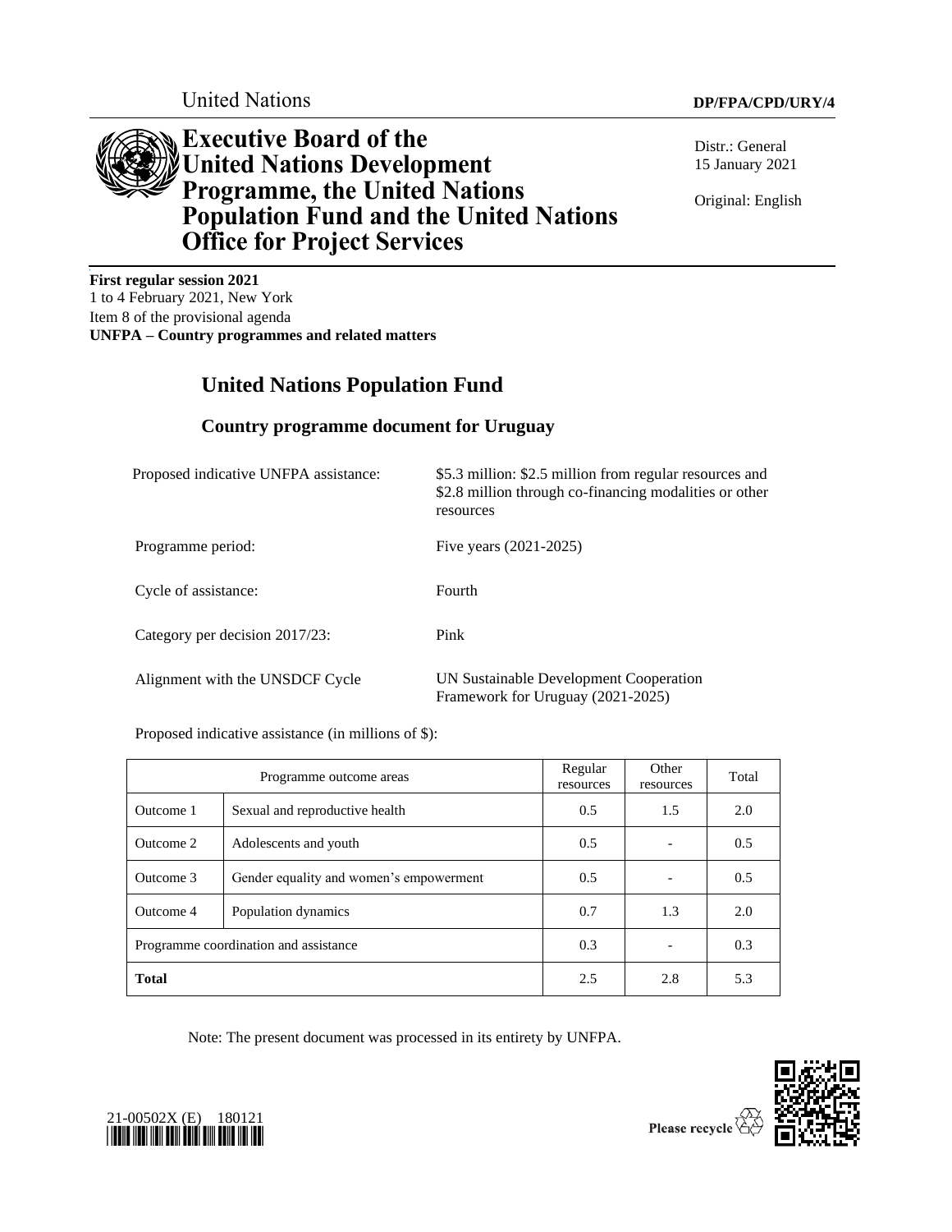United Nations

DP/FPA/CPD/URY/4

# Executive Board of the United Nations Development Programme, the United Nations Population Fund and the United Nations Office for Project Services

Distr.: General
15 January 2021

Original: English

**First regular session 2021**
1 to 4 February 2021, New York
Item 8 of the provisional agenda
**UNFPA – Country programmes and related matters**

## United Nations Population Fund

### Country programme document for Uruguay

| | |
|---|---|
| Proposed indicative UNFPA assistance: | $5.3 million: $2.5 million from regular resources and $2.8 million through co-financing modalities or other resources |
| Programme period: | Five years (2021-2025) |
| Cycle of assistance: | Fourth |
| Category per decision 2017/23: | Pink |
| Alignment with the UNSDCF Cycle | UN Sustainable Development Cooperation Framework for Uruguay (2021-2025) |

Proposed indicative assistance (in millions of $):

| Programme outcome areas | | Regular resources | Other resources | Total |
|---|---|---|---|---|
| Outcome 1 | Sexual and reproductive health | 0.5 | 1.5 | 2.0 |
| Outcome 2 | Adolescents and youth | 0.5 | - | 0.5 |
| Outcome 3 | Gender equality and women's empowerment | 0.5 | - | 0.5 |
| Outcome 4 | Population dynamics | 0.7 | 1.3 | 2.0 |
| Programme coordination and assistance | | 0.3 | - | 0.3 |
| **Total** | | 2.5 | 2.8 | 5.3 |

Note: The present document was processed in its entirety by UNFPA.

21-00502X (E) 180121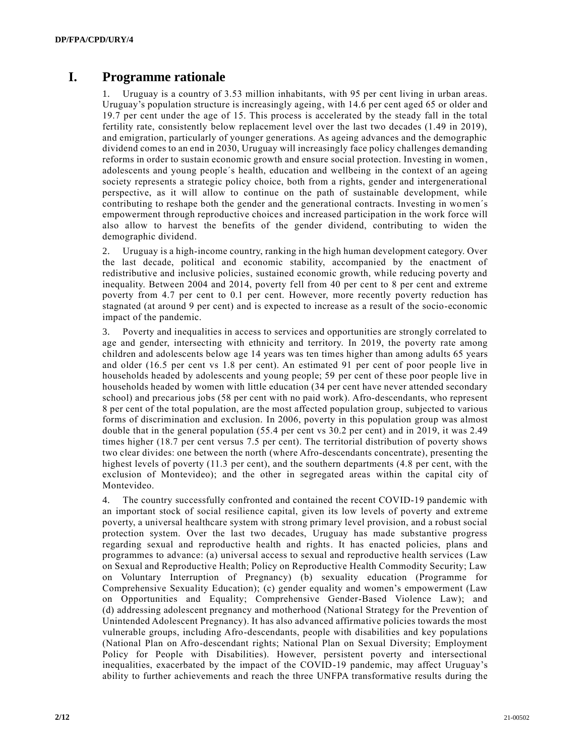# I. Programme rationale

1. Uruguay is a country of 3.53 million inhabitants, with 95 per cent living in urban areas. Uruguay's population structure is increasingly ageing, with 14.6 per cent aged 65 or older and 19.7 per cent under the age of 15. This process is accelerated by the steady fall in the total fertility rate, consistently below replacement level over the last two decades (1.49 in 2019), and emigration, particularly of younger generations. As ageing advances and the demographic dividend comes to an end in 2030, Uruguay will increasingly face policy challenges demanding reforms in order to sustain economic growth and ensure social protection. Investing in women, adolescents and young people´s health, education and wellbeing in the context of an ageing society represents a strategic policy choice, both from a rights, gender and intergenerational perspective, as it will allow to continue on the path of sustainable development, while contributing to reshape both the gender and the generational contracts. Investing in women´s empowerment through reproductive choices and increased participation in the work force will also allow to harvest the benefits of the gender dividend, contributing to widen the demographic dividend.

2. Uruguay is a high-income country, ranking in the high human development category. Over the last decade, political and economic stability, accompanied by the enactment of redistributive and inclusive policies, sustained economic growth, while reducing poverty and inequality. Between 2004 and 2014, poverty fell from 40 per cent to 8 per cent and extreme poverty from 4.7 per cent to 0.1 per cent. However, more recently poverty reduction has stagnated (at around 9 per cent) and is expected to increase as a result of the socio-economic impact of the pandemic.

3. Poverty and inequalities in access to services and opportunities are strongly correlated to age and gender, intersecting with ethnicity and territory. In 2019, the poverty rate among children and adolescents below age 14 years was ten times higher than among adults 65 years and older (16.5 per cent vs 1.8 per cent). An estimated 91 per cent of poor people live in households headed by adolescents and young people; 59 per cent of these poor people live in households headed by women with little education (34 per cent have never attended secondary school) and precarious jobs (58 per cent with no paid work). Afro-descendants, who represent 8 per cent of the total population, are the most affected population group, subjected to various forms of discrimination and exclusion. In 2006, poverty in this population group was almost double that in the general population (55.4 per cent vs 30.2 per cent) and in 2019, it was 2.49 times higher (18.7 per cent versus 7.5 per cent). The territorial distribution of poverty shows two clear divides: one between the north (where Afro-descendants concentrate), presenting the highest levels of poverty (11.3 per cent), and the southern departments (4.8 per cent, with the exclusion of Montevideo); and the other in segregated areas within the capital city of Montevideo.

4. The country successfully confronted and contained the recent COVID-19 pandemic with an important stock of social resilience capital, given its low levels of poverty and extreme poverty, a universal healthcare system with strong primary level provision, and a robust social protection system. Over the last two decades, Uruguay has made substantive progress regarding sexual and reproductive health and rights. It has enacted policies, plans and programmes to advance: (a) universal access to sexual and reproductive health services (Law on Sexual and Reproductive Health; Policy on Reproductive Health Commodity Security; Law on Voluntary Interruption of Pregnancy) (b) sexuality education (Programme for Comprehensive Sexuality Education); (c) gender equality and women's empowerment (Law on Opportunities and Equality; Comprehensive Gender-Based Violence Law); and (d) addressing adolescent pregnancy and motherhood (National Strategy for the Prevention of Unintended Adolescent Pregnancy). It has also advanced affirmative policies towards the most vulnerable groups, including Afro-descendants, people with disabilities and key populations (National Plan on Afro-descendant rights; National Plan on Sexual Diversity; Employment Policy for People with Disabilities). However, persistent poverty and intersectional inequalities, exacerbated by the impact of the COVID-19 pandemic, may affect Uruguay's ability to further achievements and reach the three UNFPA transformative results during the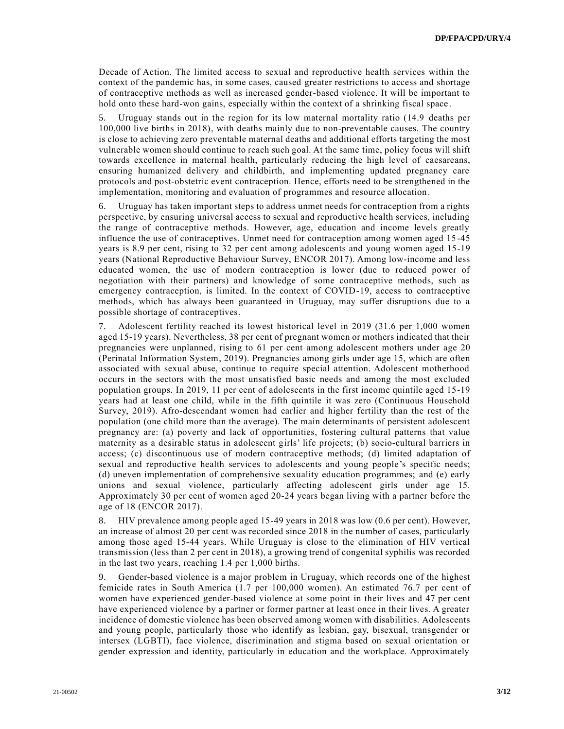Decade of Action. The limited access to sexual and reproductive health services within the context of the pandemic has, in some cases, caused greater restrictions to access and shortage of contraceptive methods as well as increased gender-based violence. It will be important to hold onto these hard-won gains, especially within the context of a shrinking fiscal space.

5. Uruguay stands out in the region for its low maternal mortality ratio (14.9 deaths per 100,000 live births in 2018), with deaths mainly due to non-preventable causes. The country is close to achieving zero preventable maternal deaths and additional efforts targeting the most vulnerable women should continue to reach such goal. At the same time, policy focus will shift towards excellence in maternal health, particularly reducing the high level of caesareans, ensuring humanized delivery and childbirth, and implementing updated pregnancy care protocols and post-obstetric event contraception. Hence, efforts need to be strengthened in the implementation, monitoring and evaluation of programmes and resource allocation.

6. Uruguay has taken important steps to address unmet needs for contraception from a rights perspective, by ensuring universal access to sexual and reproductive health services, including the range of contraceptive methods. However, age, education and income levels greatly influence the use of contraceptives. Unmet need for contraception among women aged 15-45 years is 8.9 per cent, rising to 32 per cent among adolescents and young women aged 15-19 years (National Reproductive Behaviour Survey, ENCOR 2017). Among low-income and less educated women, the use of modern contraception is lower (due to reduced power of negotiation with their partners) and knowledge of some contraceptive methods, such as emergency contraception, is limited. In the context of COVID-19, access to contraceptive methods, which has always been guaranteed in Uruguay, may suffer disruptions due to a possible shortage of contraceptives.

7. Adolescent fertility reached its lowest historical level in 2019 (31.6 per 1,000 women aged 15-19 years). Nevertheless, 38 per cent of pregnant women or mothers indicated that their pregnancies were unplanned, rising to 61 per cent among adolescent mothers under age 20 (Perinatal Information System, 2019). Pregnancies among girls under age 15, which are often associated with sexual abuse, continue to require special attention. Adolescent motherhood occurs in the sectors with the most unsatisfied basic needs and among the most excluded population groups. In 2019, 11 per cent of adolescents in the first income quintile aged 15-19 years had at least one child, while in the fifth quintile it was zero (Continuous Household Survey, 2019). Afro-descendant women had earlier and higher fertility than the rest of the population (one child more than the average). The main determinants of persistent adolescent pregnancy are: (a) poverty and lack of opportunities, fostering cultural patterns that value maternity as a desirable status in adolescent girls' life projects; (b) socio-cultural barriers in access; (c) discontinuous use of modern contraceptive methods; (d) limited adaptation of sexual and reproductive health services to adolescents and young people's specific needs; (d) uneven implementation of comprehensive sexuality education programmes; and (e) early unions and sexual violence, particularly affecting adolescent girls under age 15. Approximately 30 per cent of women aged 20-24 years began living with a partner before the age of 18 (ENCOR 2017).

8. HIV prevalence among people aged 15-49 years in 2018 was low (0.6 per cent). However, an increase of almost 20 per cent was recorded since 2018 in the number of cases, particularly among those aged 15-44 years. While Uruguay is close to the elimination of HIV vertical transmission (less than 2 per cent in 2018), a growing trend of congenital syphilis was recorded in the last two years, reaching 1.4 per 1,000 births.

9. Gender-based violence is a major problem in Uruguay, which records one of the highest femicide rates in South America (1.7 per 100,000 women). An estimated 76.7 per cent of women have experienced gender-based violence at some point in their lives and 47 per cent have experienced violence by a partner or former partner at least once in their lives. A greater incidence of domestic violence has been observed among women with disabilities. Adolescents and young people, particularly those who identify as lesbian, gay, bisexual, transgender or intersex (LGBTI), face violence, discrimination and stigma based on sexual orientation or gender expression and identity, particularly in education and the workplace. Approximately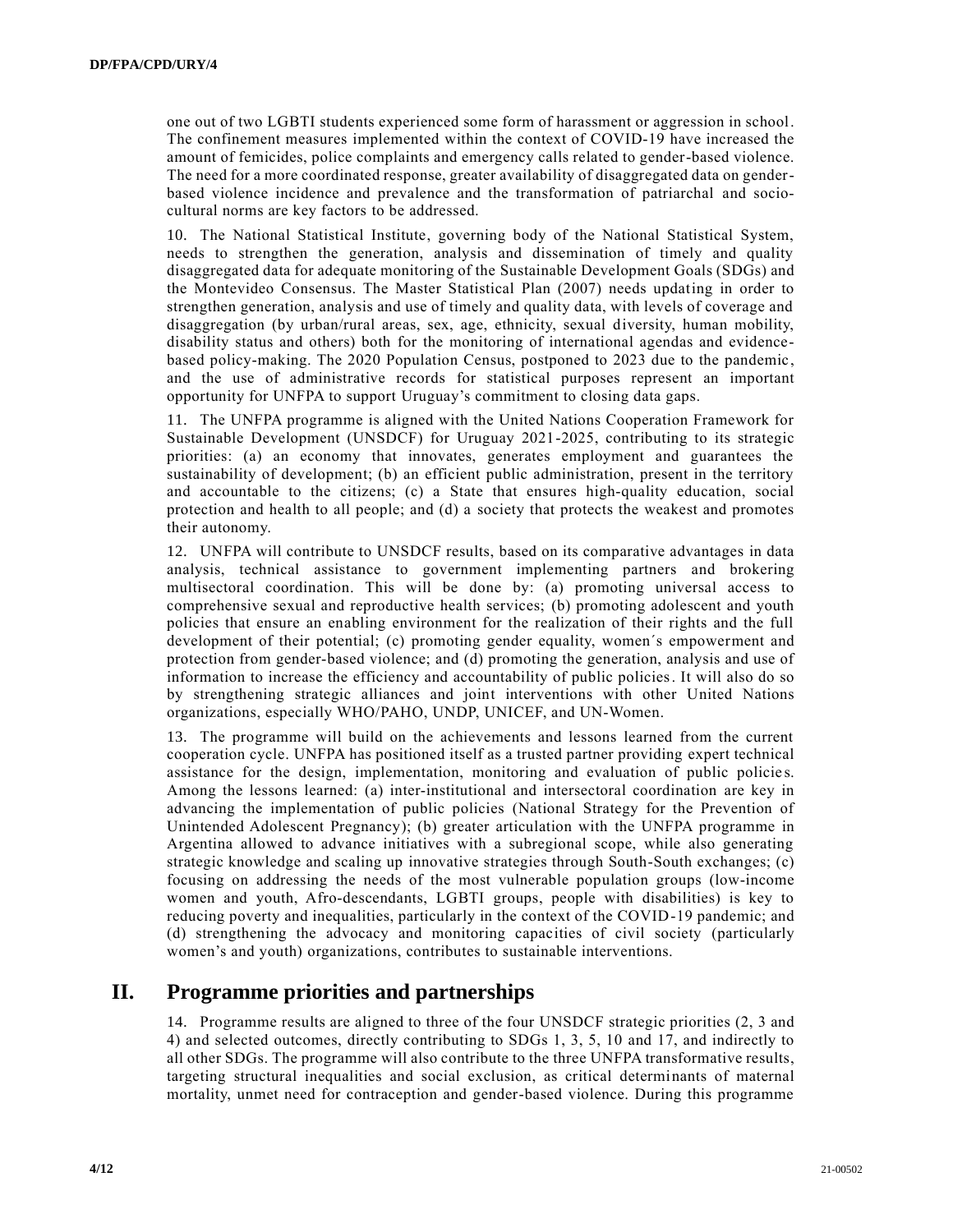one out of two LGBTI students experienced some form of harassment or aggression in school. The confinement measures implemented within the context of COVID-19 have increased the amount of femicides, police complaints and emergency calls related to gender-based violence. The need for a more coordinated response, greater availability of disaggregated data on gender-based violence incidence and prevalence and the transformation of patriarchal and socio-cultural norms are key factors to be addressed.

10. The National Statistical Institute, governing body of the National Statistical System, needs to strengthen the generation, analysis and dissemination of timely and quality disaggregated data for adequate monitoring of the Sustainable Development Goals (SDGs) and the Montevideo Consensus. The Master Statistical Plan (2007) needs updating in order to strengthen generation, analysis and use of timely and quality data, with levels of coverage and disaggregation (by urban/rural areas, sex, age, ethnicity, sexual diversity, human mobility, disability status and others) both for the monitoring of international agendas and evidence-based policy-making. The 2020 Population Census, postponed to 2023 due to the pandemic, and the use of administrative records for statistical purposes represent an important opportunity for UNFPA to support Uruguay's commitment to closing data gaps.

11. The UNFPA programme is aligned with the United Nations Cooperation Framework for Sustainable Development (UNSDCF) for Uruguay 2021-2025, contributing to its strategic priorities: (a) an economy that innovates, generates employment and guarantees the sustainability of development; (b) an efficient public administration, present in the territory and accountable to the citizens; (c) a State that ensures high-quality education, social protection and health to all people; and (d) a society that protects the weakest and promotes their autonomy.

12. UNFPA will contribute to UNSDCF results, based on its comparative advantages in data analysis, technical assistance to government implementing partners and brokering multisectoral coordination. This will be done by: (a) promoting universal access to comprehensive sexual and reproductive health services; (b) promoting adolescent and youth policies that ensure an enabling environment for the realization of their rights and the full development of their potential; (c) promoting gender equality, women´s empowerment and protection from gender-based violence; and (d) promoting the generation, analysis and use of information to increase the efficiency and accountability of public policies. It will also do so by strengthening strategic alliances and joint interventions with other United Nations organizations, especially WHO/PAHO, UNDP, UNICEF, and UN-Women.

13. The programme will build on the achievements and lessons learned from the current cooperation cycle. UNFPA has positioned itself as a trusted partner providing expert technical assistance for the design, implementation, monitoring and evaluation of public policies. Among the lessons learned: (a) inter-institutional and intersectoral coordination are key in advancing the implementation of public policies (National Strategy for the Prevention of Unintended Adolescent Pregnancy); (b) greater articulation with the UNFPA programme in Argentina allowed to advance initiatives with a subregional scope, while also generating strategic knowledge and scaling up innovative strategies through South-South exchanges; (c) focusing on addressing the needs of the most vulnerable population groups (low-income women and youth, Afro-descendants, LGBTI groups, people with disabilities) is key to reducing poverty and inequalities, particularly in the context of the COVID-19 pandemic; and (d) strengthening the advocacy and monitoring capacities of civil society (particularly women's and youth) organizations, contributes to sustainable interventions.

# II. Programme priorities and partnerships

14. Programme results are aligned to three of the four UNSDCF strategic priorities (2, 3 and 4) and selected outcomes, directly contributing to SDGs 1, 3, 5, 10 and 17, and indirectly to all other SDGs. The programme will also contribute to the three UNFPA transformative results, targeting structural inequalities and social exclusion, as critical determinants of maternal mortality, unmet need for contraception and gender-based violence. During this programme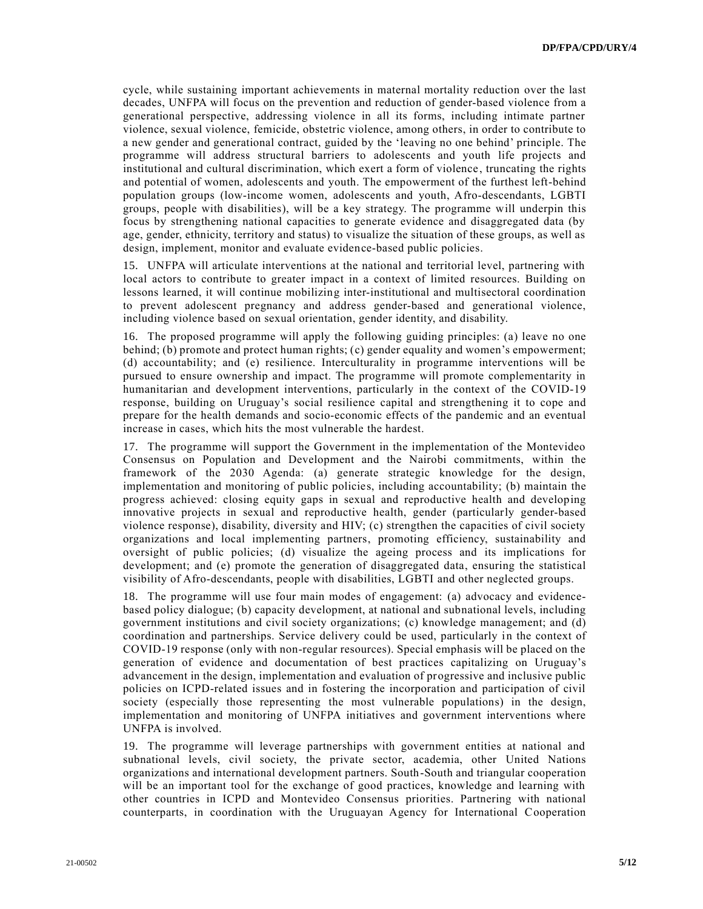cycle, while sustaining important achievements in maternal mortality reduction over the last decades, UNFPA will focus on the prevention and reduction of gender-based violence from a generational perspective, addressing violence in all its forms, including intimate partner violence, sexual violence, femicide, obstetric violence, among others, in order to contribute to a new gender and generational contract, guided by the 'leaving no one behind' principle. The programme will address structural barriers to adolescents and youth life projects and institutional and cultural discrimination, which exert a form of violence, truncating the rights and potential of women, adolescents and youth. The empowerment of the furthest left-behind population groups (low-income women, adolescents and youth, Afro-descendants, LGBTI groups, people with disabilities), will be a key strategy. The programme will underpin this focus by strengthening national capacities to generate evidence and disaggregated data (by age, gender, ethnicity, territory and status) to visualize the situation of these groups, as well as design, implement, monitor and evaluate evidence-based public policies.

15. UNFPA will articulate interventions at the national and territorial level, partnering with local actors to contribute to greater impact in a context of limited resources. Building on lessons learned, it will continue mobilizing inter-institutional and multisectoral coordination to prevent adolescent pregnancy and address gender-based and generational violence, including violence based on sexual orientation, gender identity, and disability.

16. The proposed programme will apply the following guiding principles: (a) leave no one behind; (b) promote and protect human rights; (c) gender equality and women's empowerment; (d) accountability; and (e) resilience. Interculturality in programme interventions will be pursued to ensure ownership and impact. The programme will promote complementarity in humanitarian and development interventions, particularly in the context of the COVID-19 response, building on Uruguay's social resilience capital and strengthening it to cope and prepare for the health demands and socio-economic effects of the pandemic and an eventual increase in cases, which hits the most vulnerable the hardest.

17. The programme will support the Government in the implementation of the Montevideo Consensus on Population and Development and the Nairobi commitments, within the framework of the 2030 Agenda: (a) generate strategic knowledge for the design, implementation and monitoring of public policies, including accountability; (b) maintain the progress achieved: closing equity gaps in sexual and reproductive health and developing innovative projects in sexual and reproductive health, gender (particularly gender-based violence response), disability, diversity and HIV; (c) strengthen the capacities of civil society organizations and local implementing partners, promoting efficiency, sustainability and oversight of public policies; (d) visualize the ageing process and its implications for development; and (e) promote the generation of disaggregated data, ensuring the statistical visibility of Afro-descendants, people with disabilities, LGBTI and other neglected groups.

18. The programme will use four main modes of engagement: (a) advocacy and evidence-based policy dialogue; (b) capacity development, at national and subnational levels, including government institutions and civil society organizations; (c) knowledge management; and (d) coordination and partnerships. Service delivery could be used, particularly in the context of COVID-19 response (only with non-regular resources). Special emphasis will be placed on the generation of evidence and documentation of best practices capitalizing on Uruguay's advancement in the design, implementation and evaluation of progressive and inclusive public policies on ICPD-related issues and in fostering the incorporation and participation of civil society (especially those representing the most vulnerable populations) in the design, implementation and monitoring of UNFPA initiatives and government interventions where UNFPA is involved.

19. The programme will leverage partnerships with government entities at national and subnational levels, civil society, the private sector, academia, other United Nations organizations and international development partners. South-South and triangular cooperation will be an important tool for the exchange of good practices, knowledge and learning with other countries in ICPD and Montevideo Consensus priorities. Partnering with national counterparts, in coordination with the Uruguayan Agency for International Cooperation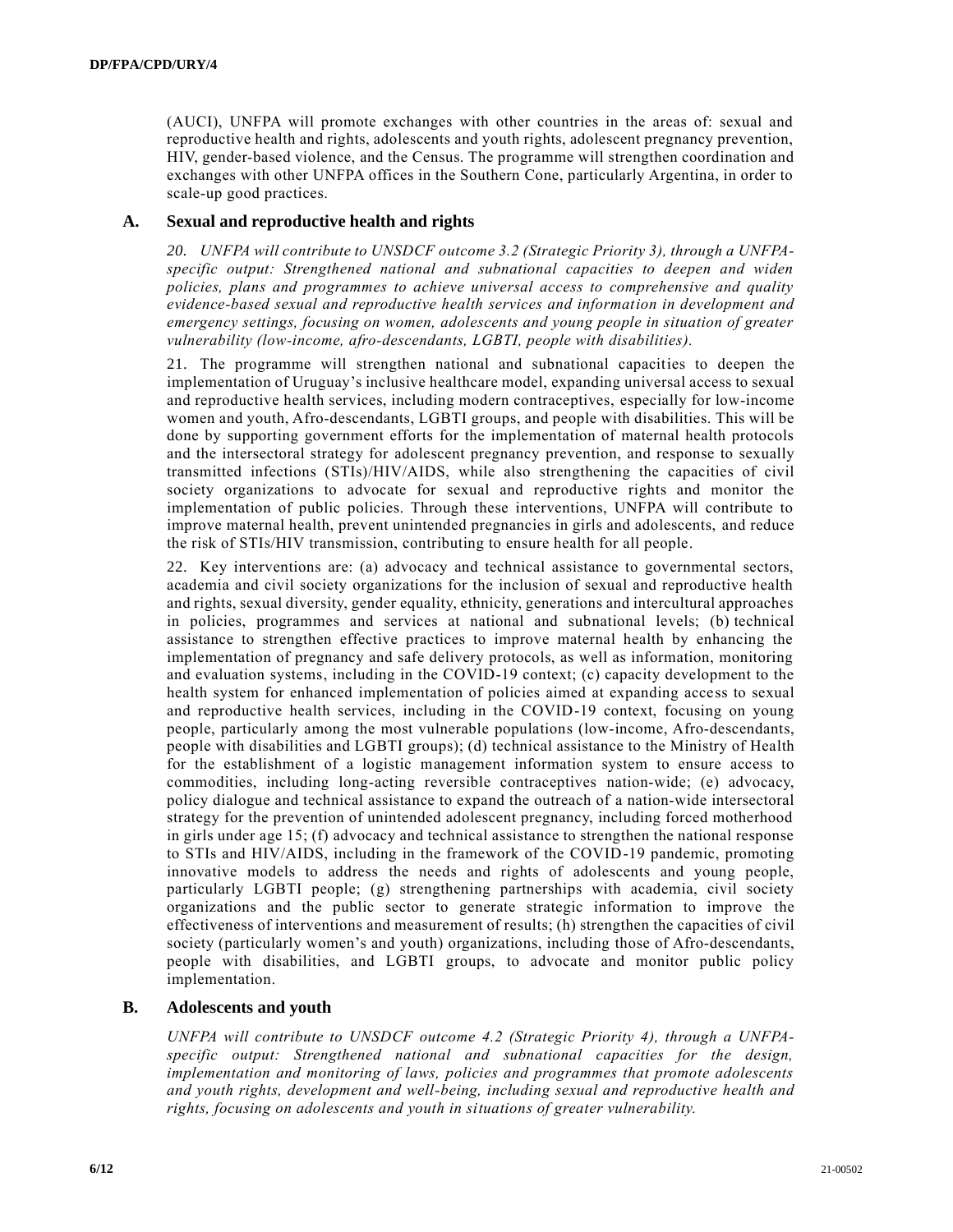(AUCI), UNFPA will promote exchanges with other countries in the areas of: sexual and reproductive health and rights, adolescents and youth rights, adolescent pregnancy prevention, HIV, gender-based violence, and the Census. The programme will strengthen coordination and exchanges with other UNFPA offices in the Southern Cone, particularly Argentina, in order to scale-up good practices.

## A. Sexual and reproductive health and rights

*20. UNFPA will contribute to UNSDCF outcome 3.2 (Strategic Priority 3), through a UNFPA-specific output: Strengthened national and subnational capacities to deepen and widen policies, plans and programmes to achieve universal access to comprehensive and quality evidence-based sexual and reproductive health services and information in development and emergency settings, focusing on women, adolescents and young people in situation of greater vulnerability (low-income, afro-descendants, LGBTI, people with disabilities).*

21. The programme will strengthen national and subnational capacities to deepen the implementation of Uruguay's inclusive healthcare model, expanding universal access to sexual and reproductive health services, including modern contraceptives, especially for low-income women and youth, Afro-descendants, LGBTI groups, and people with disabilities. This will be done by supporting government efforts for the implementation of maternal health protocols and the intersectoral strategy for adolescent pregnancy prevention, and response to sexually transmitted infections (STIs)/HIV/AIDS, while also strengthening the capacities of civil society organizations to advocate for sexual and reproductive rights and monitor the implementation of public policies. Through these interventions, UNFPA will contribute to improve maternal health, prevent unintended pregnancies in girls and adolescents, and reduce the risk of STIs/HIV transmission, contributing to ensure health for all people.

22. Key interventions are: (a) advocacy and technical assistance to governmental sectors, academia and civil society organizations for the inclusion of sexual and reproductive health and rights, sexual diversity, gender equality, ethnicity, generations and intercultural approaches in policies, programmes and services at national and subnational levels; (b) technical assistance to strengthen effective practices to improve maternal health by enhancing the implementation of pregnancy and safe delivery protocols, as well as information, monitoring and evaluation systems, including in the COVID-19 context; (c) capacity development to the health system for enhanced implementation of policies aimed at expanding access to sexual and reproductive health services, including in the COVID-19 context, focusing on young people, particularly among the most vulnerable populations (low-income, Afro-descendants, people with disabilities and LGBTI groups); (d) technical assistance to the Ministry of Health for the establishment of a logistic management information system to ensure access to commodities, including long-acting reversible contraceptives nation-wide; (e) advocacy, policy dialogue and technical assistance to expand the outreach of a nation-wide intersectoral strategy for the prevention of unintended adolescent pregnancy, including forced motherhood in girls under age 15; (f) advocacy and technical assistance to strengthen the national response to STIs and HIV/AIDS, including in the framework of the COVID-19 pandemic, promoting innovative models to address the needs and rights of adolescents and young people, particularly LGBTI people; (g) strengthening partnerships with academia, civil society organizations and the public sector to generate strategic information to improve the effectiveness of interventions and measurement of results; (h) strengthen the capacities of civil society (particularly women's and youth) organizations, including those of Afro-descendants, people with disabilities, and LGBTI groups, to advocate and monitor public policy implementation.

## B. Adolescents and youth

*UNFPA will contribute to UNSDCF outcome 4.2 (Strategic Priority 4), through a UNFPA-specific output: Strengthened national and subnational capacities for the design, implementation and monitoring of laws, policies and programmes that promote adolescents and youth rights, development and well-being, including sexual and reproductive health and rights, focusing on adolescents and youth in situations of greater vulnerability.*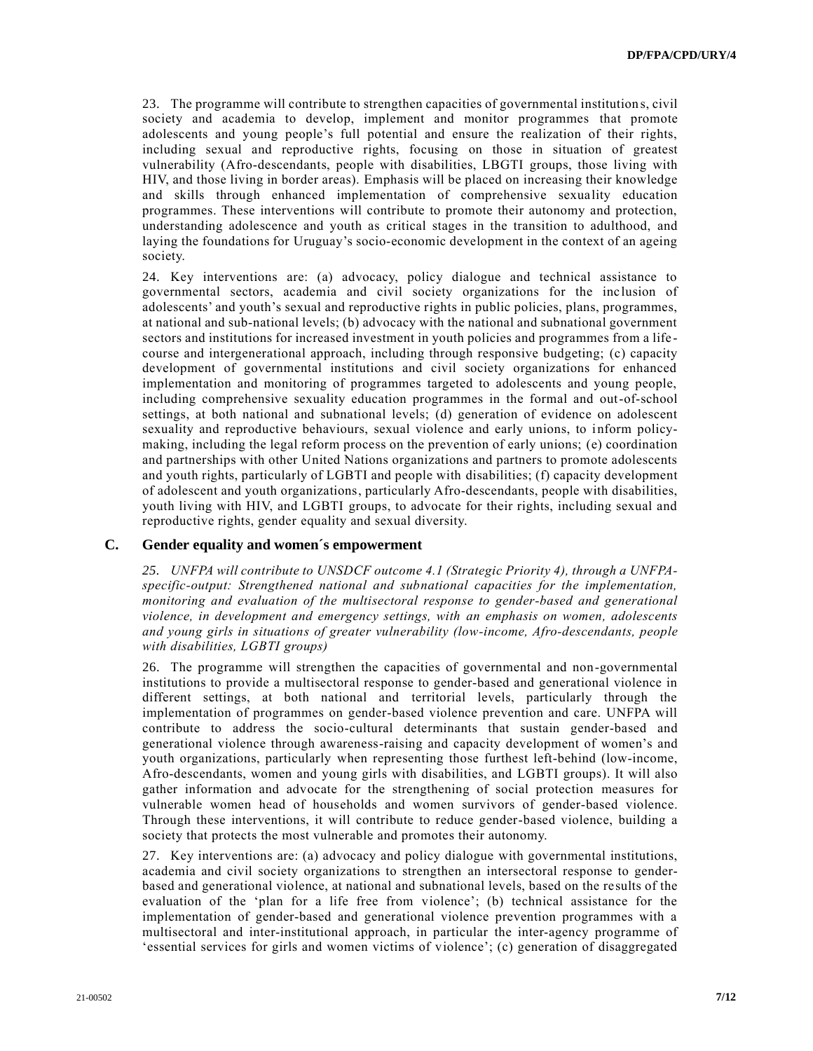23. The programme will contribute to strengthen capacities of governmental institutions, civil society and academia to develop, implement and monitor programmes that promote adolescents and young people's full potential and ensure the realization of their rights, including sexual and reproductive rights, focusing on those in situation of greatest vulnerability (Afro-descendants, people with disabilities, LBGTI groups, those living with HIV, and those living in border areas). Emphasis will be placed on increasing their knowledge and skills through enhanced implementation of comprehensive sexuality education programmes. These interventions will contribute to promote their autonomy and protection, understanding adolescence and youth as critical stages in the transition to adulthood, and laying the foundations for Uruguay's socio-economic development in the context of an ageing society.

24. Key interventions are: (a) advocacy, policy dialogue and technical assistance to governmental sectors, academia and civil society organizations for the inclusion of adolescents' and youth's sexual and reproductive rights in public policies, plans, programmes, at national and sub-national levels; (b) advocacy with the national and subnational government sectors and institutions for increased investment in youth policies and programmes from a life-course and intergenerational approach, including through responsive budgeting; (c) capacity development of governmental institutions and civil society organizations for enhanced implementation and monitoring of programmes targeted to adolescents and young people, including comprehensive sexuality education programmes in the formal and out-of-school settings, at both national and subnational levels; (d) generation of evidence on adolescent sexuality and reproductive behaviours, sexual violence and early unions, to inform policy-making, including the legal reform process on the prevention of early unions; (e) coordination and partnerships with other United Nations organizations and partners to promote adolescents and youth rights, particularly of LGBTI and people with disabilities; (f) capacity development of adolescent and youth organizations, particularly Afro-descendants, people with disabilities, youth living with HIV, and LGBTI groups, to advocate for their rights, including sexual and reproductive rights, gender equality and sexual diversity.

## C. Gender equality and women´s empowerment

*25. UNFPA will contribute to UNSDCF outcome 4.1 (Strategic Priority 4), through a UNFPA-specific-output: Strengthened national and subnational capacities for the implementation, monitoring and evaluation of the multisectoral response to gender-based and generational violence, in development and emergency settings, with an emphasis on women, adolescents and young girls in situations of greater vulnerability (low-income, Afro-descendants, people with disabilities, LGBTI groups)*

26. The programme will strengthen the capacities of governmental and non-governmental institutions to provide a multisectoral response to gender-based and generational violence in different settings, at both national and territorial levels, particularly through the implementation of programmes on gender-based violence prevention and care. UNFPA will contribute to address the socio-cultural determinants that sustain gender-based and generational violence through awareness-raising and capacity development of women's and youth organizations, particularly when representing those furthest left-behind (low-income, Afro-descendants, women and young girls with disabilities, and LGBTI groups). It will also gather information and advocate for the strengthening of social protection measures for vulnerable women head of households and women survivors of gender-based violence. Through these interventions, it will contribute to reduce gender-based violence, building a society that protects the most vulnerable and promotes their autonomy.

27. Key interventions are: (a) advocacy and policy dialogue with governmental institutions, academia and civil society organizations to strengthen an intersectoral response to gender-based and generational violence, at national and subnational levels, based on the results of the evaluation of the 'plan for a life free from violence'; (b) technical assistance for the implementation of gender-based and generational violence prevention programmes with a multisectoral and inter-institutional approach, in particular the inter-agency programme of 'essential services for girls and women victims of violence'; (c) generation of disaggregated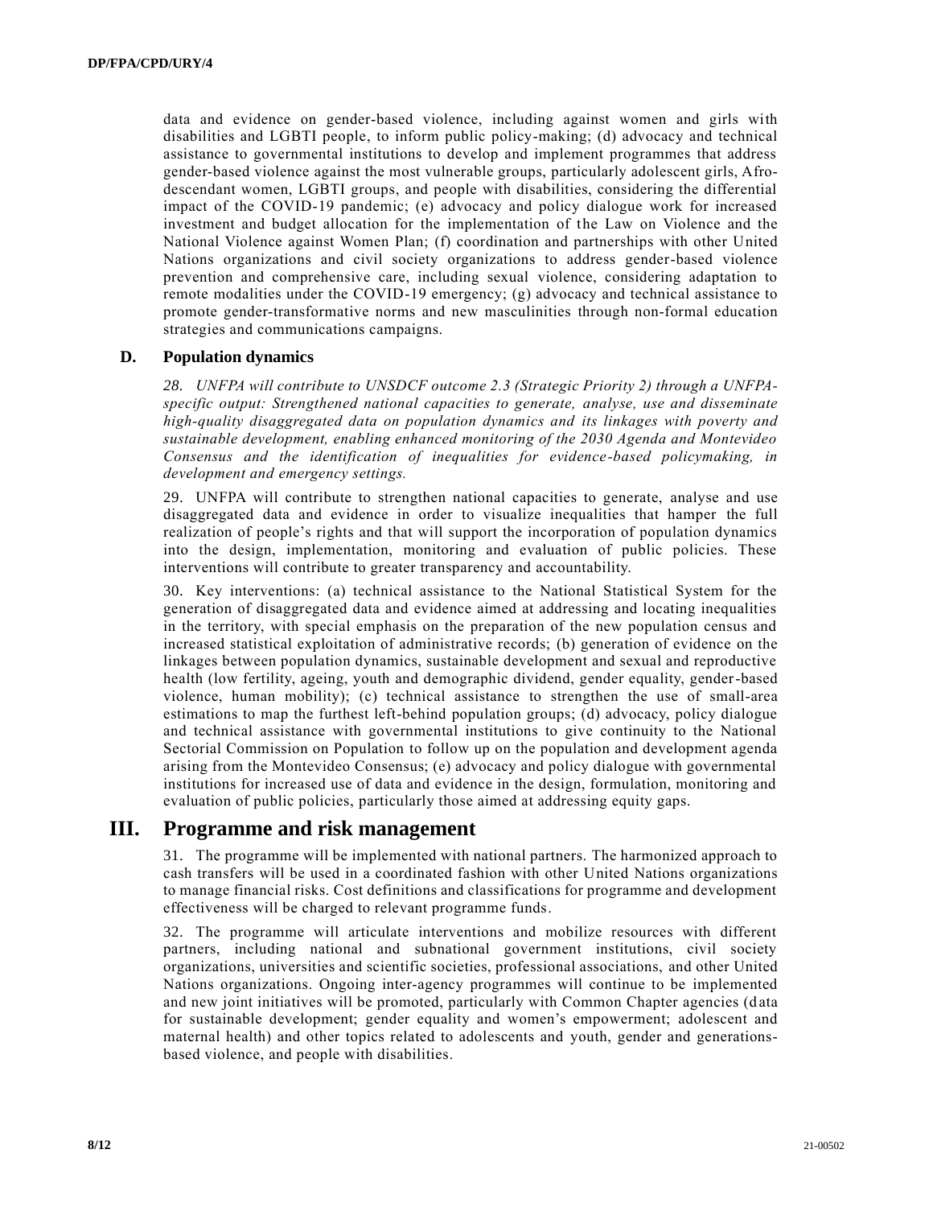data and evidence on gender-based violence, including against women and girls with disabilities and LGBTI people, to inform public policy-making; (d) advocacy and technical assistance to governmental institutions to develop and implement programmes that address gender-based violence against the most vulnerable groups, particularly adolescent girls, Afro-descendant women, LGBTI groups, and people with disabilities, considering the differential impact of the COVID-19 pandemic; (e) advocacy and policy dialogue work for increased investment and budget allocation for the implementation of the Law on Violence and the National Violence against Women Plan; (f) coordination and partnerships with other United Nations organizations and civil society organizations to address gender-based violence prevention and comprehensive care, including sexual violence, considering adaptation to remote modalities under the COVID-19 emergency; (g) advocacy and technical assistance to promote gender-transformative norms and new masculinities through non-formal education strategies and communications campaigns.

### D. Population dynamics

*28. UNFPA will contribute to UNSDCF outcome 2.3 (Strategic Priority 2) through a UNFPA-specific output: Strengthened national capacities to generate, analyse, use and disseminate high-quality disaggregated data on population dynamics and its linkages with poverty and sustainable development, enabling enhanced monitoring of the 2030 Agenda and Montevideo Consensus and the identification of inequalities for evidence-based policymaking, in development and emergency settings.*

29. UNFPA will contribute to strengthen national capacities to generate, analyse and use disaggregated data and evidence in order to visualize inequalities that hamper the full realization of people's rights and that will support the incorporation of population dynamics into the design, implementation, monitoring and evaluation of public policies. These interventions will contribute to greater transparency and accountability.

30. Key interventions: (a) technical assistance to the National Statistical System for the generation of disaggregated data and evidence aimed at addressing and locating inequalities in the territory, with special emphasis on the preparation of the new population census and increased statistical exploitation of administrative records; (b) generation of evidence on the linkages between population dynamics, sustainable development and sexual and reproductive health (low fertility, ageing, youth and demographic dividend, gender equality, gender-based violence, human mobility); (c) technical assistance to strengthen the use of small-area estimations to map the furthest left-behind population groups; (d) advocacy, policy dialogue and technical assistance with governmental institutions to give continuity to the National Sectorial Commission on Population to follow up on the population and development agenda arising from the Montevideo Consensus; (e) advocacy and policy dialogue with governmental institutions for increased use of data and evidence in the design, formulation, monitoring and evaluation of public policies, particularly those aimed at addressing equity gaps.

## III. Programme and risk management

31. The programme will be implemented with national partners. The harmonized approach to cash transfers will be used in a coordinated fashion with other United Nations organizations to manage financial risks. Cost definitions and classifications for programme and development effectiveness will be charged to relevant programme funds.

32. The programme will articulate interventions and mobilize resources with different partners, including national and subnational government institutions, civil society organizations, universities and scientific societies, professional associations, and other United Nations organizations. Ongoing inter-agency programmes will continue to be implemented and new joint initiatives will be promoted, particularly with Common Chapter agencies (data for sustainable development; gender equality and women's empowerment; adolescent and maternal health) and other topics related to adolescents and youth, gender and generations-based violence, and people with disabilities.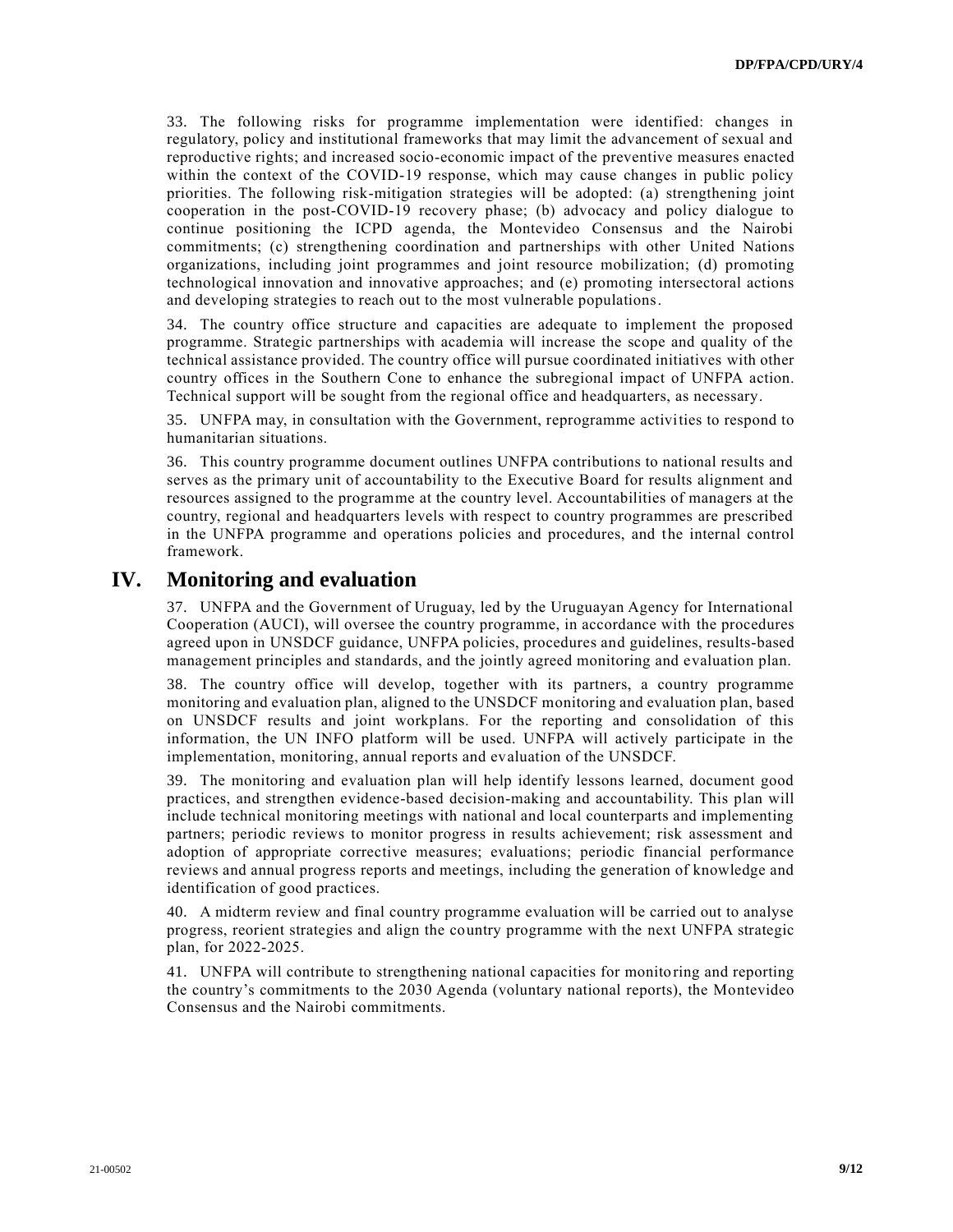33. The following risks for programme implementation were identified: changes in regulatory, policy and institutional frameworks that may limit the advancement of sexual and reproductive rights; and increased socio-economic impact of the preventive measures enacted within the context of the COVID-19 response, which may cause changes in public policy priorities. The following risk-mitigation strategies will be adopted: (a) strengthening joint cooperation in the post-COVID-19 recovery phase; (b) advocacy and policy dialogue to continue positioning the ICPD agenda, the Montevideo Consensus and the Nairobi commitments; (c) strengthening coordination and partnerships with other United Nations organizations, including joint programmes and joint resource mobilization; (d) promoting technological innovation and innovative approaches; and (e) promoting intersectoral actions and developing strategies to reach out to the most vulnerable populations.

34. The country office structure and capacities are adequate to implement the proposed programme. Strategic partnerships with academia will increase the scope and quality of the technical assistance provided. The country office will pursue coordinated initiatives with other country offices in the Southern Cone to enhance the subregional impact of UNFPA action. Technical support will be sought from the regional office and headquarters, as necessary.

35. UNFPA may, in consultation with the Government, reprogramme activities to respond to humanitarian situations.

36. This country programme document outlines UNFPA contributions to national results and serves as the primary unit of accountability to the Executive Board for results alignment and resources assigned to the programme at the country level. Accountabilities of managers at the country, regional and headquarters levels with respect to country programmes are prescribed in the UNFPA programme and operations policies and procedures, and the internal control framework.

## IV. Monitoring and evaluation

37. UNFPA and the Government of Uruguay, led by the Uruguayan Agency for International Cooperation (AUCI), will oversee the country programme, in accordance with the procedures agreed upon in UNSDCF guidance, UNFPA policies, procedures and guidelines, results-based management principles and standards, and the jointly agreed monitoring and evaluation plan.

38. The country office will develop, together with its partners, a country programme monitoring and evaluation plan, aligned to the UNSDCF monitoring and evaluation plan, based on UNSDCF results and joint workplans. For the reporting and consolidation of this information, the UN INFO platform will be used. UNFPA will actively participate in the implementation, monitoring, annual reports and evaluation of the UNSDCF.

39. The monitoring and evaluation plan will help identify lessons learned, document good practices, and strengthen evidence-based decision-making and accountability. This plan will include technical monitoring meetings with national and local counterparts and implementing partners; periodic reviews to monitor progress in results achievement; risk assessment and adoption of appropriate corrective measures; evaluations; periodic financial performance reviews and annual progress reports and meetings, including the generation of knowledge and identification of good practices.

40. A midterm review and final country programme evaluation will be carried out to analyse progress, reorient strategies and align the country programme with the next UNFPA strategic plan, for 2022-2025.

41. UNFPA will contribute to strengthening national capacities for monitoring and reporting the country's commitments to the 2030 Agenda (voluntary national reports), the Montevideo Consensus and the Nairobi commitments.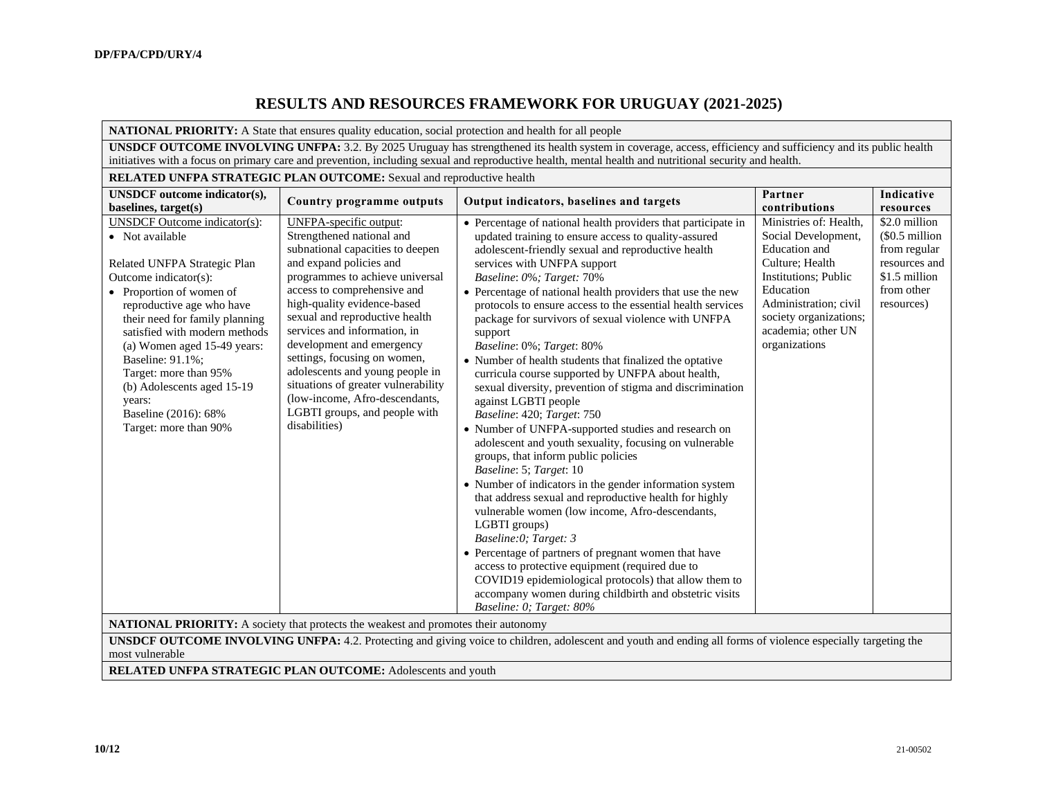# RESULTS AND RESOURCES FRAMEWORK FOR URUGUAY (2021-2025)

| **NATIONAL PRIORITY:** A State that ensures quality education, social protection and health for all people | | | | |
|---|---|---|---|---|
| **UNSDCF OUTCOME INVOLVING UNFPA:** 3.2. By 2025 Uruguay has strengthened its health system in coverage, access, efficiency and sufficiency and its public health initiatives with a focus on primary care and prevention, including sexual and reproductive health, mental health and nutritional security and health. | | | | |
| **RELATED UNFPA STRATEGIC PLAN OUTCOME:** Sexual and reproductive health | | | | |
| **UNSDCF outcome indicator(s), baselines, target(s)** | **Country programme outputs** | **Output indicators, baselines and targets** | **Partner contributions** | **Indicative resources** |
| UNSDCF Outcome indicator(s):<br>• Not available<br><br>Related UNFPA Strategic Plan Outcome indicator(s):<br>• Proportion of women of reproductive age who have their need for family planning satisfied with modern methods<br>(a) Women aged 15-49 years:<br>Baseline: 91.1%;<br>Target: more than 95%<br>(b) Adolescents aged 15-19 years:<br>Baseline (2016): 68%<br>Target: more than 90% | UNFPA-specific output:<br>Strengthened national and subnational capacities to deepen and expand policies and programmes to achieve universal access to comprehensive and high-quality evidence-based sexual and reproductive health services and information, in development and emergency settings, focusing on women, adolescents and young people in situations of greater vulnerability (low-income, Afro-descendants, LGBTI groups, and people with disabilities) | • Percentage of national health providers that participate in updated training to ensure access to quality-assured adolescent-friendly sexual and reproductive health services with UNFPA support<br>*Baseline*: *0%; Target:* 70%<br>• Percentage of national health providers that use the new protocols to ensure access to the essential health services package for survivors of sexual violence with UNFPA support<br>*Baseline*: 0%; *Target*: 80%<br>• Number of health students that finalized the optative curricula course supported by UNFPA about health, sexual diversity, prevention of stigma and discrimination against LGBTI people<br>*Baseline*: 420; *Target*: 750<br>• Number of UNFPA-supported studies and research on adolescent and youth sexuality, focusing on vulnerable groups, that inform public policies<br>*Baseline*: 5; *Target*: 10<br>• Number of indicators in the gender information system that address sexual and reproductive health for highly vulnerable women (low income, Afro-descendants, LGBTI groups)<br>*Baseline:0; Target: 3*<br>• Percentage of partners of pregnant women that have access to protective equipment (required due to COVID19 epidemiological protocols) that allow them to accompany women during childbirth and obstetric visits<br>*Baseline: 0; Target: 80%* | Ministries of: Health, Social Development, Education and Culture; Health Institutions; Public Education Administration; civil society organizations; academia; other UN organizations | $2.0 million ($0.5 million from regular resources and $1.5 million from other resources) |
| **NATIONAL PRIORITY:** A society that protects the weakest and promotes their autonomy | | | | |
| **UNSDCF OUTCOME INVOLVING UNFPA:** 4.2. Protecting and giving voice to children, adolescent and youth and ending all forms of violence especially targeting the most vulnerable | | | | |
| **RELATED UNFPA STRATEGIC PLAN OUTCOME:** Adolescents and youth | | | | |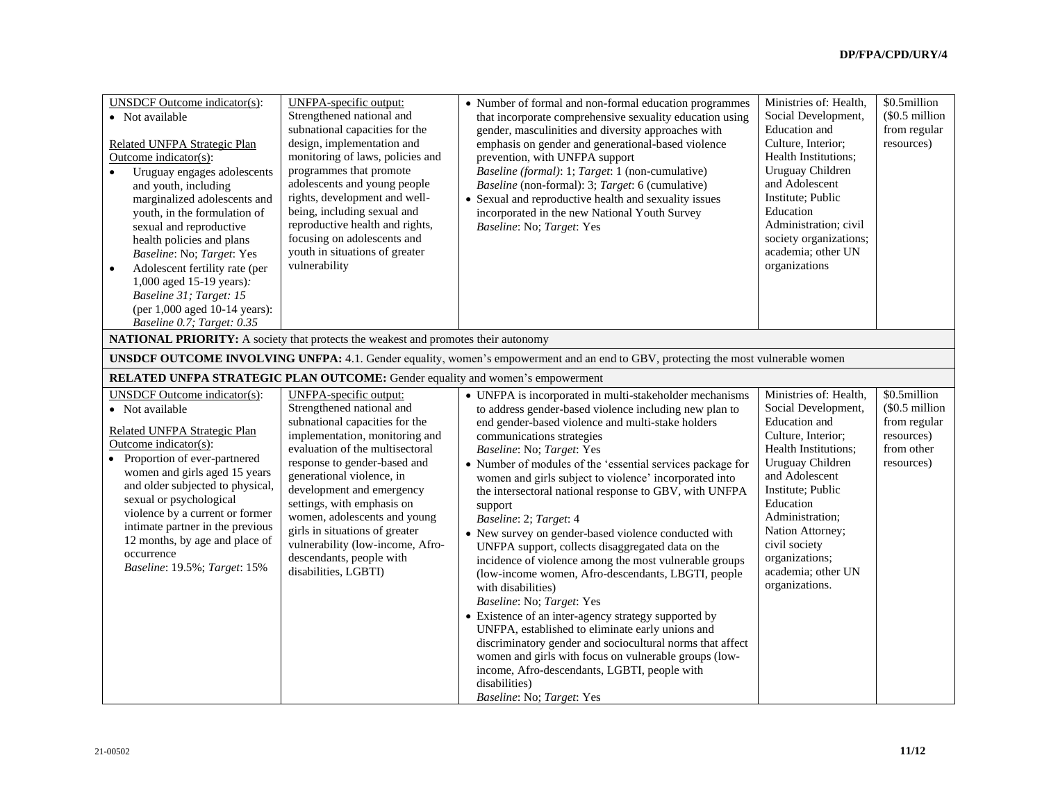| | | | | |
|---|---|---|---|---|
| UNSDCF Outcome indicator(s):<br>• Not available<br><br>Related UNFPA Strategic Plan Outcome indicator(s):<br>• Uruguay engages adolescents and youth, including marginalized adolescents and youth, in the formulation of sexual and reproductive health policies and plans<br>*Baseline*: No; *Target*: Yes<br>• Adolescent fertility rate (per 1,000 aged 15-19 years):<br>*Baseline 31; Target: 15*<br>(per 1,000 aged 10-14 years):<br>*Baseline 0.7; Target: 0.35* | UNFPA-specific output:<br>Strengthened national and subnational capacities for the design, implementation and monitoring of laws, policies and programmes that promote adolescents and young people rights, development and well-being, including sexual and reproductive health and rights, focusing on adolescents and youth in situations of greater vulnerability | • Number of formal and non-formal education programmes that incorporate comprehensive sexuality education using gender, masculinities and diversity approaches with emphasis on gender and generational-based violence prevention, with UNFPA support<br>*Baseline (formal)*: 1; *Target*: 1 (non-cumulative)<br>*Baseline* (non-formal): 3; *Target*: 6 (cumulative)<br>• Sexual and reproductive health and sexuality issues incorporated in the new National Youth Survey<br>*Baseline*: No; *Target*: Yes | Ministries of: Health, Social Development, Education and Culture, Interior; Health Institutions; Uruguay Children and Adolescent Institute; Public Education Administration; civil society organizations; academia; other UN organizations | \$0.5million (\$0.5 million from regular resources) |
| **NATIONAL PRIORITY:** A society that protects the weakest and promotes their autonomy | | | | |
| **UNSDCF OUTCOME INVOLVING UNFPA:** 4.1. Gender equality, women's empowerment and an end to GBV, protecting the most vulnerable women | | | | |
| **RELATED UNFPA STRATEGIC PLAN OUTCOME:** Gender equality and women's empowerment | | | | |
| UNSDCF Outcome indicator(s):<br>• Not available<br><br>Related UNFPA Strategic Plan Outcome indicator(s):<br>• Proportion of ever-partnered women and girls aged 15 years and older subjected to physical, sexual or psychological violence by a current or former intimate partner in the previous 12 months, by age and place of occurrence<br>*Baseline*: 19.5%; *Target*: 15% | UNFPA-specific output:<br>Strengthened national and subnational capacities for the implementation, monitoring and evaluation of the multisectoral response to gender-based and generational violence, in development and emergency settings, with emphasis on women, adolescents and young girls in situations of greater vulnerability (low-income, Afro-descendants, people with disabilities, LGBTI) | • UNFPA is incorporated in multi-stakeholder mechanisms to address gender-based violence including new plan to end gender-based violence and multi-stake holders communications strategies<br>*Baseline*: No; *Target*: Yes<br>• Number of modules of the 'essential services package for women and girls subject to violence' incorporated into the intersectoral national response to GBV, with UNFPA support<br>*Baseline*: 2; *Target*: 4<br>• New survey on gender-based violence conducted with UNFPA support, collects disaggregated data on the incidence of violence among the most vulnerable groups (low-income women, Afro-descendants, LBGTI, people with disabilities)<br>*Baseline*: No; *Target*: Yes<br>• Existence of an inter-agency strategy supported by UNFPA, established to eliminate early unions and discriminatory gender and sociocultural norms that affect women and girls with focus on vulnerable groups (low-income, Afro-descendants, LGBTI, people with disabilities)<br>*Baseline*: No; *Target*: Yes | Ministries of: Health, Social Development, Education and Culture, Interior; Health Institutions; Uruguay Children and Adolescent Institute; Public Education Administration; Nation Attorney; civil society organizations; academia; other UN organizations. | \$0.5million (\$0.5 million from regular resources) from other resources) |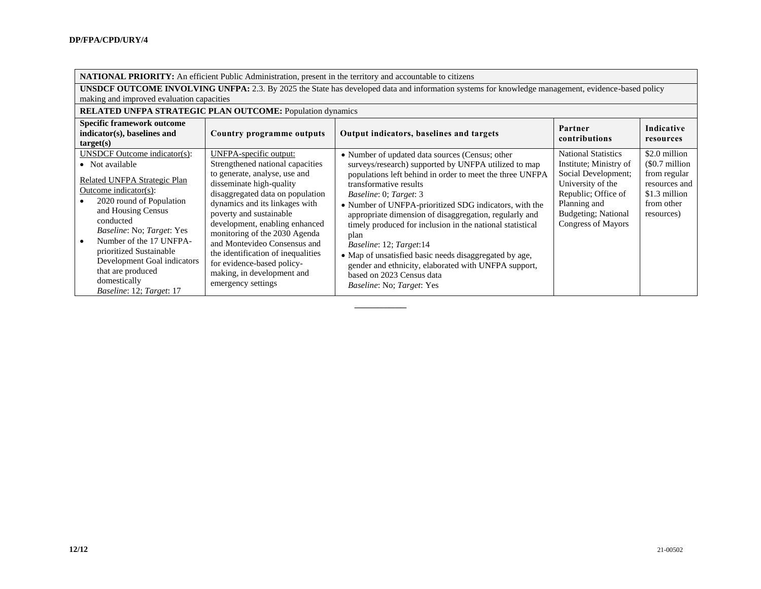| **NATIONAL PRIORITY:** An efficient Public Administration, present in the territory and accountable to citizens | | | | |
|---|---|---|---|---|
| **UNSDCF OUTCOME INVOLVING UNFPA:** 2.3. By 2025 the State has developed data and information systems for knowledge management, evidence-based policy making and improved evaluation capacities | | | | |
| **RELATED UNFPA STRATEGIC PLAN OUTCOME:** Population dynamics | | | | |
| **Specific framework outcome indicator(s), baselines and target(s)** | **Country programme outputs** | **Output indicators, baselines and targets** | **Partner contributions** | **Indicative resources** |
| UNSDCF Outcome indicator(s):<br>• Not available<br><br>Related UNFPA Strategic Plan Outcome indicator(s):<br>• 2020 round of Population and Housing Census conducted<br>*Baseline*: No; *Target*: Yes<br>• Number of the 17 UNFPA-prioritized Sustainable Development Goal indicators that are produced domestically<br>*Baseline*: 12; *Target*: 17 | UNFPA-specific output:<br>Strengthened national capacities to generate, analyse, use and disseminate high-quality disaggregated data on population dynamics and its linkages with poverty and sustainable development, enabling enhanced monitoring of the 2030 Agenda and Montevideo Consensus and the identification of inequalities for evidence-based policy-making, in development and emergency settings | • Number of updated data sources (Census; other surveys/research) supported by UNFPA utilized to map populations left behind in order to meet the three UNFPA transformative results<br>*Baseline*: 0; *Target*: 3<br>• Number of UNFPA-prioritized SDG indicators, with the appropriate dimension of disaggregation, regularly and timely produced for inclusion in the national statistical plan<br>*Baseline*: 12; *Target*:14<br>• Map of unsatisfied basic needs disaggregated by age, gender and ethnicity, elaborated with UNFPA support, based on 2023 Census data<br>*Baseline*: No; *Target*: Yes | National Statistics Institute; Ministry of Social Development; University of the Republic; Office of Planning and Budgeting; National Congress of Mayors | $2.0 million ($0.7 million from regular resources and $1.3 million from other resources) |